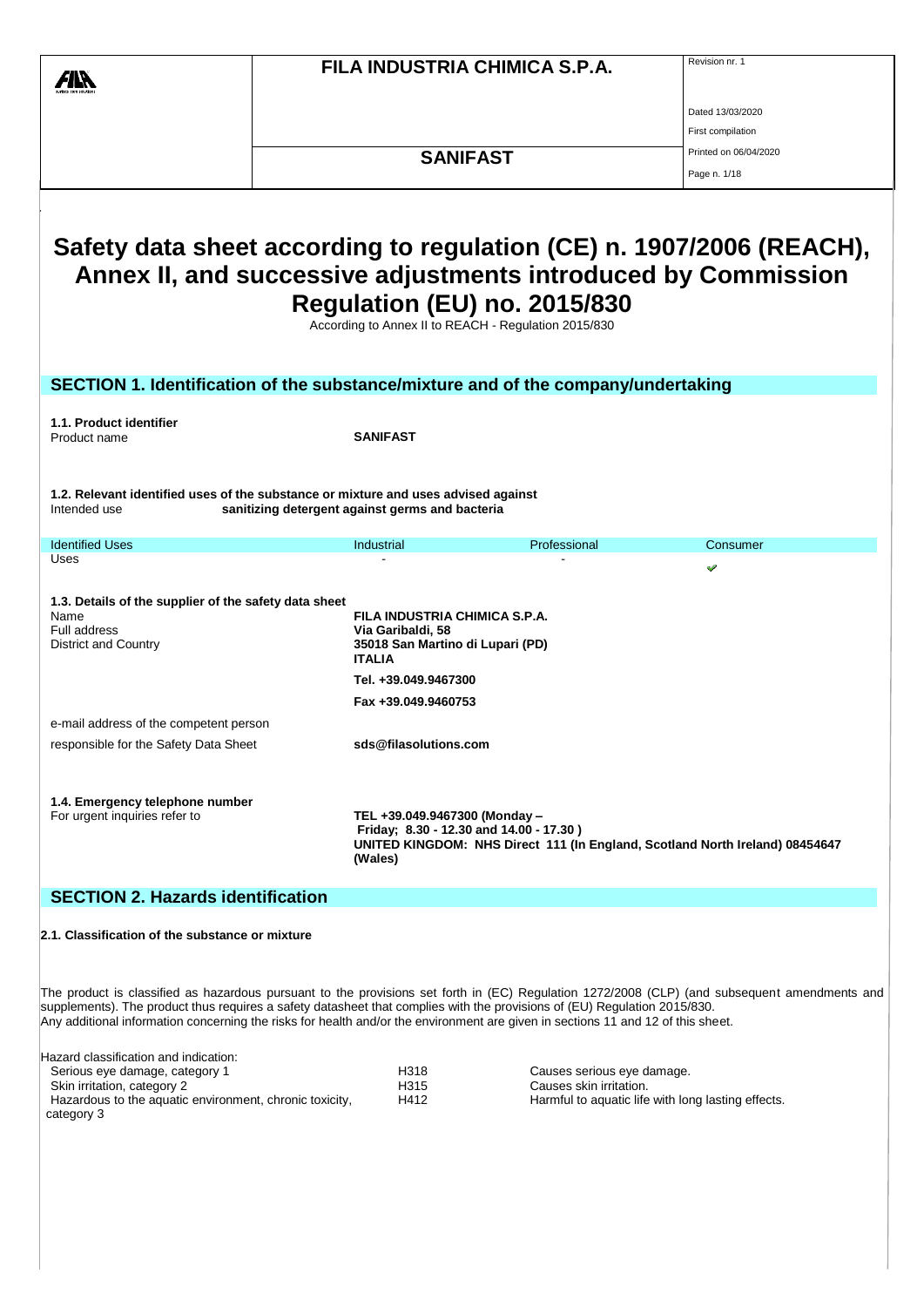# Safety data sheet according to regulation (CE) n. 1907/2006 (REACH), Annex II, and successive adjustments introduced by Commission Regulation (EU) no. 2015/830

According to Annex II to REACH - Regulation 2015/830

## SECTION 1. Identification of the substance/mixture and of the company/undertaking

**1.1. Product identifier**

Product name **SANIFAST**

**1.2. Relevant identified uses of the substance or mixture and uses advised against**

Intended use **sanitizing detergent against germs and bacteria**

| Identified Uses | Industrial | Professional | Consumer |
|---|---|---|---|
| Uses | - | - | ✔ |

**1.3. Details of the supplier of the safety data sheet**

| | |
|---|---|
| Name | **FILA INDUSTRIA CHIMICA S.P.A.** |
| Full address | **Via Garibaldi, 58** |
| District and Country | **35018 San Martino di Lupari (PD)** |
| | **ITALIA** |
| | **Tel. +39.049.9467300** |
| | **Fax +39.049.9460753** |

e-mail address of the competent person
responsible for the Safety Data Sheet **sds@filasolutions.com**

**1.4. Emergency telephone number**

For urgent inquiries refer to **TEL +39.049.9467300 (Monday – Friday; 8.30 - 12.30 and 14.00 - 17.30 )**
**UNITED KINGDOM: NHS Direct 111 (In England, Scotland North Ireland) 08454647 (Wales)**

## SECTION 2. Hazards identification

**2.1. Classification of the substance or mixture**

The product is classified as hazardous pursuant to the provisions set forth in (EC) Regulation 1272/2008 (CLP) (and subsequent amendments and supplements). The product thus requires a safety datasheet that complies with the provisions of (EU) Regulation 2015/830.
Any additional information concerning the risks for health and/or the environment are given in sections 11 and 12 of this sheet.

Hazard classification and indication:

| | | |
|---|---|---|
| Serious eye damage, category 1 | H318 | Causes serious eye damage. |
| Skin irritation, category 2 | H315 | Causes skin irritation. |
| Hazardous to the aquatic environment, chronic toxicity, category 3 | H412 | Harmful to aquatic life with long lasting effects. |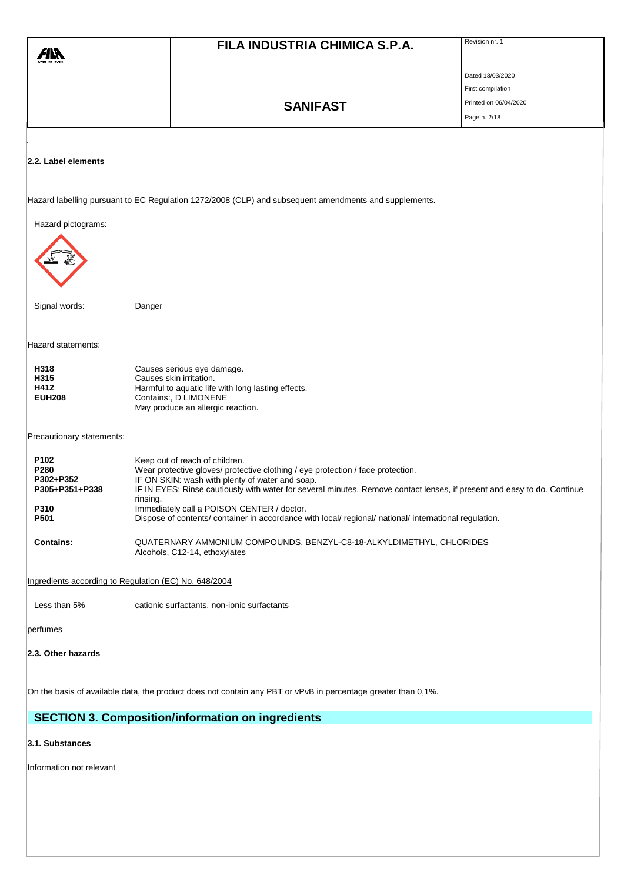### 2.2. Label elements

Hazard labelling pursuant to EC Regulation 1272/2008 (CLP) and subsequent amendments and supplements.

Hazard pictograms:

Signal words: Danger

Hazard statements:

| | |
|---|---|
| **H318** | Causes serious eye damage. |
| **H315** | Causes skin irritation. |
| **H412** | Harmful to aquatic life with long lasting effects. |
| **EUH208** | Contains:, D LIMONENE<br>May produce an allergic reaction. |

Precautionary statements:

| | |
|---|---|
| **P102** | Keep out of reach of children. |
| **P280** | Wear protective gloves/ protective clothing / eye protection / face protection. |
| **P302+P352** | IF ON SKIN: wash with plenty of water and soap. |
| **P305+P351+P338** | IF IN EYES: Rinse cautiously with water for several minutes. Remove contact lenses, if present and easy to do. Continue rinsing. |
| **P310** | Immediately call a POISON CENTER / doctor. |
| **P501** | Dispose of contents/ container in accordance with local/ regional/ national/ international regulation. |

**Contains:** QUATERNARY AMMONIUM COMPOUNDS, BENZYL-C8-18-ALKYLDIMETHYL, CHLORIDES
Alcohols, C12-14, ethoxylates

Ingredients according to Regulation (EC) No. 648/2004

Less than 5% cationic surfactants, non-ionic surfactants

perfumes

### 2.3. Other hazards

On the basis of available data, the product does not contain any PBT or vPvB in percentage greater than 0,1%.

## SECTION 3. Composition/information on ingredients

### 3.1. Substances

Information not relevant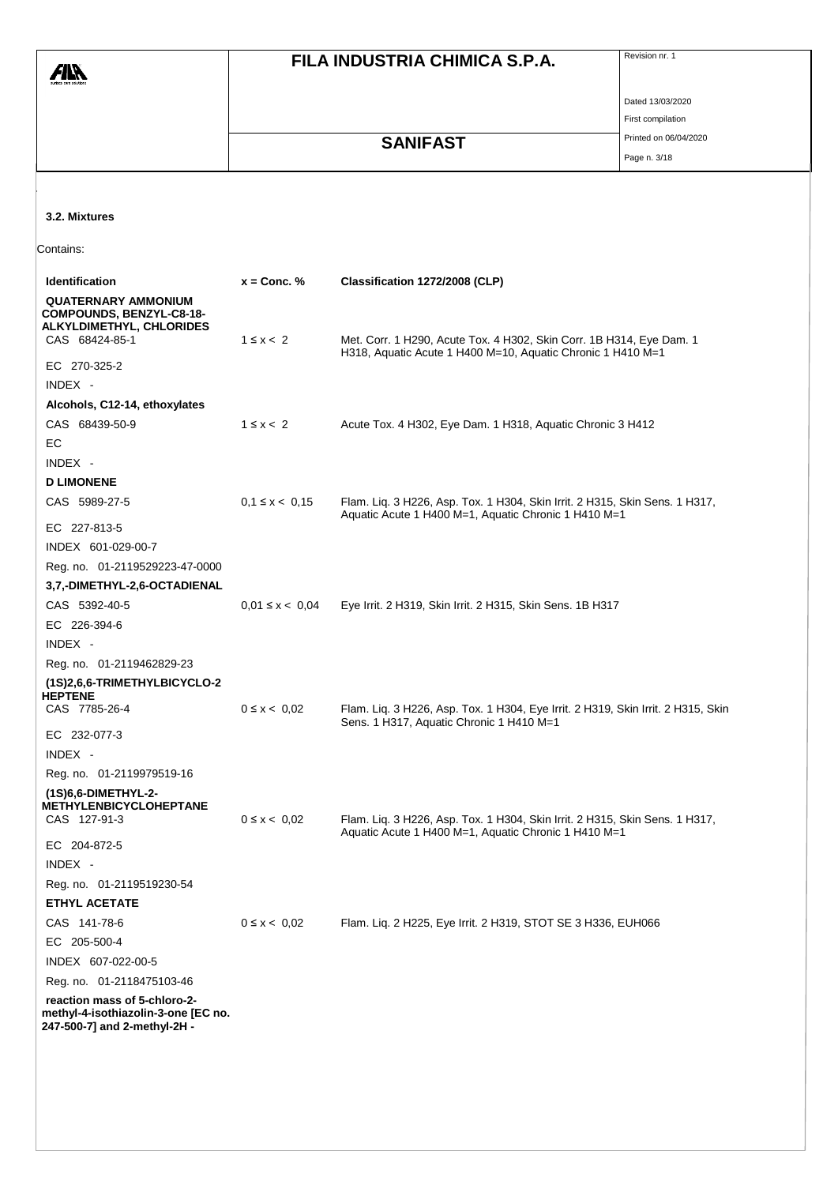### 3.2. Mixtures

Contains:

| Identification | x = Conc. % | Classification 1272/2008 (CLP) |
| --- | --- | --- |
| **QUATERNARY AMMONIUM COMPOUNDS, BENZYL-C8-18-ALKYLDIMETHYL, CHLORIDES** | | |
| CAS 68424-85-1 | 1 ≤ x < 2 | Met. Corr. 1 H290, Acute Tox. 4 H302, Skin Corr. 1B H314, Eye Dam. 1 H318, Aquatic Acute 1 H400 M=10, Aquatic Chronic 1 H410 M=1 |
| EC 270-325-2 | | |
| INDEX - | | |
| **Alcohols, C12-14, ethoxylates** | | |
| CAS 68439-50-9 | 1 ≤ x < 2 | Acute Tox. 4 H302, Eye Dam. 1 H318, Aquatic Chronic 3 H412 |
| EC | | |
| INDEX - | | |
| **D LIMONENE** | | |
| CAS 5989-27-5 | 0,1 ≤ x < 0,15 | Flam. Liq. 3 H226, Asp. Tox. 1 H304, Skin Irrit. 2 H315, Skin Sens. 1 H317, Aquatic Acute 1 H400 M=1, Aquatic Chronic 1 H410 M=1 |
| EC 227-813-5 | | |
| INDEX 601-029-00-7 | | |
| Reg. no. 01-2119529223-47-0000 | | |
| **3,7,-DIMETHYL-2,6-OCTADIENAL** | | |
| CAS 5392-40-5 | 0,01 ≤ x < 0,04 | Eye Irrit. 2 H319, Skin Irrit. 2 H315, Skin Sens. 1B H317 |
| EC 226-394-6 | | |
| INDEX - | | |
| Reg. no. 01-2119462829-23 | | |
| **(1S)2,6,6-TRIMETHYLBICYCLO-2 HEPTENE** | | |
| CAS 7785-26-4 | 0 ≤ x < 0,02 | Flam. Liq. 3 H226, Asp. Tox. 1 H304, Eye Irrit. 2 H319, Skin Irrit. 2 H315, Skin Sens. 1 H317, Aquatic Chronic 1 H410 M=1 |
| EC 232-077-3 | | |
| INDEX - | | |
| Reg. no. 01-2119979519-16 | | |
| **(1S)6,6-DIMETHYL-2-METHYLENBICYCLOHEPTANE** | | |
| CAS 127-91-3 | 0 ≤ x < 0,02 | Flam. Liq. 3 H226, Asp. Tox. 1 H304, Skin Irrit. 2 H315, Skin Sens. 1 H317, Aquatic Acute 1 H400 M=1, Aquatic Chronic 1 H410 M=1 |
| EC 204-872-5 | | |
| INDEX - | | |
| Reg. no. 01-2119519230-54 | | |
| **ETHYL ACETATE** | | |
| CAS 141-78-6 | 0 ≤ x < 0,02 | Flam. Liq. 2 H225, Eye Irrit. 2 H319, STOT SE 3 H336, EUH066 |
| EC 205-500-4 | | |
| INDEX 607-022-00-5 | | |
| Reg. no. 01-2118475103-46 | | |
| **reaction mass of 5-chloro-2-methyl-4-isothiazolin-3-one [EC no. 247-500-7] and 2-methyl-2H -** | | |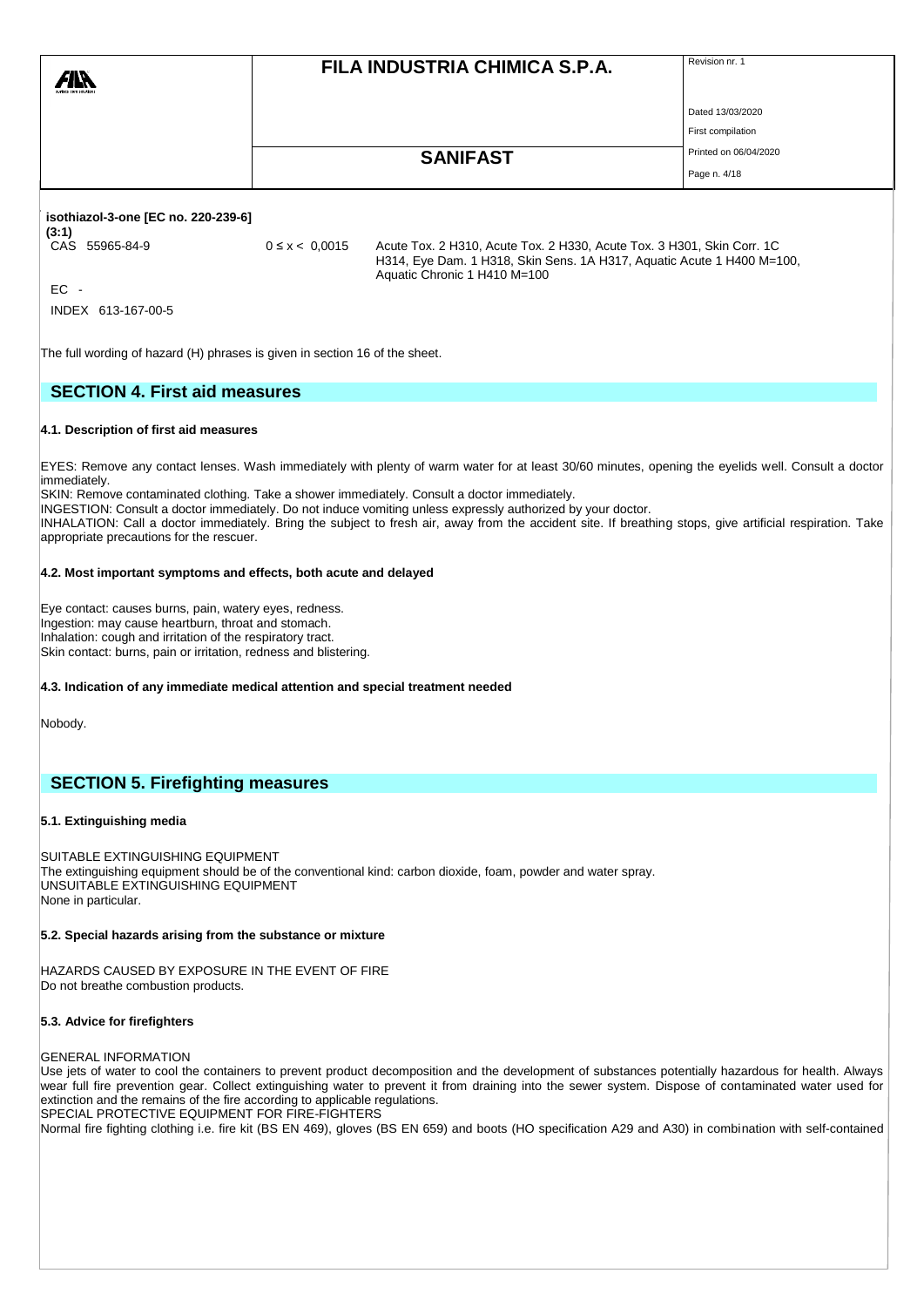**isothiazol-3-one [EC no. 220-239-6] (3:1)**

| | | |
|---|---|---|
| CAS 55965-84-9 | 0 ≤ x < 0,0015 | Acute Tox. 2 H310, Acute Tox. 2 H330, Acute Tox. 3 H301, Skin Corr. 1C H314, Eye Dam. 1 H318, Skin Sens. 1A H317, Aquatic Acute 1 H400 M=100, Aquatic Chronic 1 H410 M=100 |
| EC - | | |
| INDEX 613-167-00-5 | | |

The full wording of hazard (H) phrases is given in section 16 of the sheet.

## SECTION 4. First aid measures

### 4.1. Description of first aid measures

EYES: Remove any contact lenses. Wash immediately with plenty of warm water for at least 30/60 minutes, opening the eyelids well. Consult a doctor immediately.
SKIN: Remove contaminated clothing. Take a shower immediately. Consult a doctor immediately.
INGESTION: Consult a doctor immediately. Do not induce vomiting unless expressly authorized by your doctor.
INHALATION: Call a doctor immediately. Bring the subject to fresh air, away from the accident site. If breathing stops, give artificial respiration. Take appropriate precautions for the rescuer.

### 4.2. Most important symptoms and effects, both acute and delayed

Eye contact: causes burns, pain, watery eyes, redness.
Ingestion: may cause heartburn, throat and stomach.
Inhalation: cough and irritation of the respiratory tract.
Skin contact: burns, pain or irritation, redness and blistering.

### 4.3. Indication of any immediate medical attention and special treatment needed

Nobody.

## SECTION 5. Firefighting measures

### 5.1. Extinguishing media

SUITABLE EXTINGUISHING EQUIPMENT
The extinguishing equipment should be of the conventional kind: carbon dioxide, foam, powder and water spray.
UNSUITABLE EXTINGUISHING EQUIPMENT
None in particular.

### 5.2. Special hazards arising from the substance or mixture

HAZARDS CAUSED BY EXPOSURE IN THE EVENT OF FIRE
Do not breathe combustion products.

### 5.3. Advice for firefighters

GENERAL INFORMATION
Use jets of water to cool the containers to prevent product decomposition and the development of substances potentially hazardous for health. Always wear full fire prevention gear. Collect extinguishing water to prevent it from draining into the sewer system. Dispose of contaminated water used for extinction and the remains of the fire according to applicable regulations.
SPECIAL PROTECTIVE EQUIPMENT FOR FIRE-FIGHTERS
Normal fire fighting clothing i.e. fire kit (BS EN 469), gloves (BS EN 659) and boots (HO specification A29 and A30) in combination with self-contained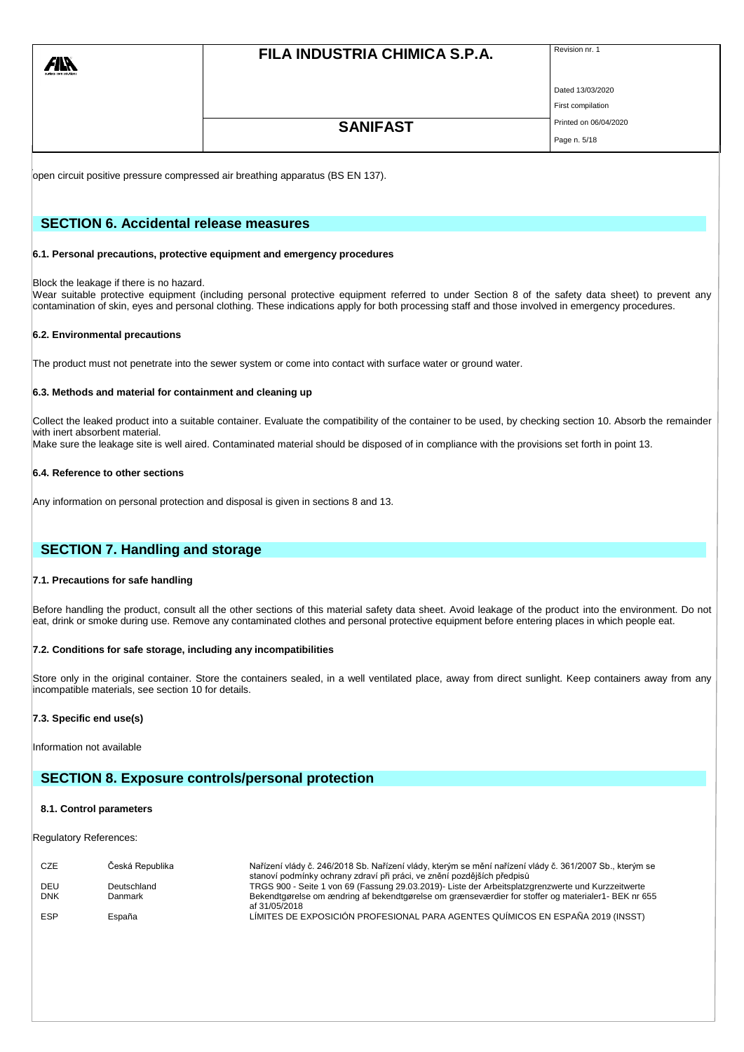open circuit positive pressure compressed air breathing apparatus (BS EN 137).

## SECTION 6. Accidental release measures

### 6.1. Personal precautions, protective equipment and emergency procedures

Block the leakage if there is no hazard.
Wear suitable protective equipment (including personal protective equipment referred to under Section 8 of the safety data sheet) to prevent any contamination of skin, eyes and personal clothing. These indications apply for both processing staff and those involved in emergency procedures.

### 6.2. Environmental precautions

The product must not penetrate into the sewer system or come into contact with surface water or ground water.

### 6.3. Methods and material for containment and cleaning up

Collect the leaked product into a suitable container. Evaluate the compatibility of the container to be used, by checking section 10. Absorb the remainder with inert absorbent material.
Make sure the leakage site is well aired. Contaminated material should be disposed of in compliance with the provisions set forth in point 13.

### 6.4. Reference to other sections

Any information on personal protection and disposal is given in sections 8 and 13.

## SECTION 7. Handling and storage

### 7.1. Precautions for safe handling

Before handling the product, consult all the other sections of this material safety data sheet. Avoid leakage of the product into the environment. Do not eat, drink or smoke during use. Remove any contaminated clothes and personal protective equipment before entering places in which people eat.

### 7.2. Conditions for safe storage, including any incompatibilities

Store only in the original container. Store the containers sealed, in a well ventilated place, away from direct sunlight. Keep containers away from any incompatible materials, see section 10 for details.

### 7.3. Specific end use(s)

Information not available

## SECTION 8. Exposure controls/personal protection

### 8.1. Control parameters

Regulatory References:

| | | |
|---|---|---|
| CZE | Česká Republika | Nařízení vlády č. 246/2018 Sb. Nařízení vlády, kterým se mění nařízení vlády č. 361/2007 Sb., kterým se stanoví podmínky ochrany zdraví při práci, ve znění pozdějších předpisů |
| DEU | Deutschland | TRGS 900 - Seite 1 von 69 (Fassung 29.03.2019)- Liste der Arbeitsplatzgrenzwerte und Kurzzeitwerte |
| DNK | Danmark | Bekendtgørelse om ændring af bekendtgørelse om grænseværdier for stoffer og materialer1- BEK nr 655 af 31/05/2018 |
| ESP | España | LÍMITES DE EXPOSICIÓN PROFESIONAL PARA AGENTES QUÍMICOS EN ESPAÑA 2019 (INSST) |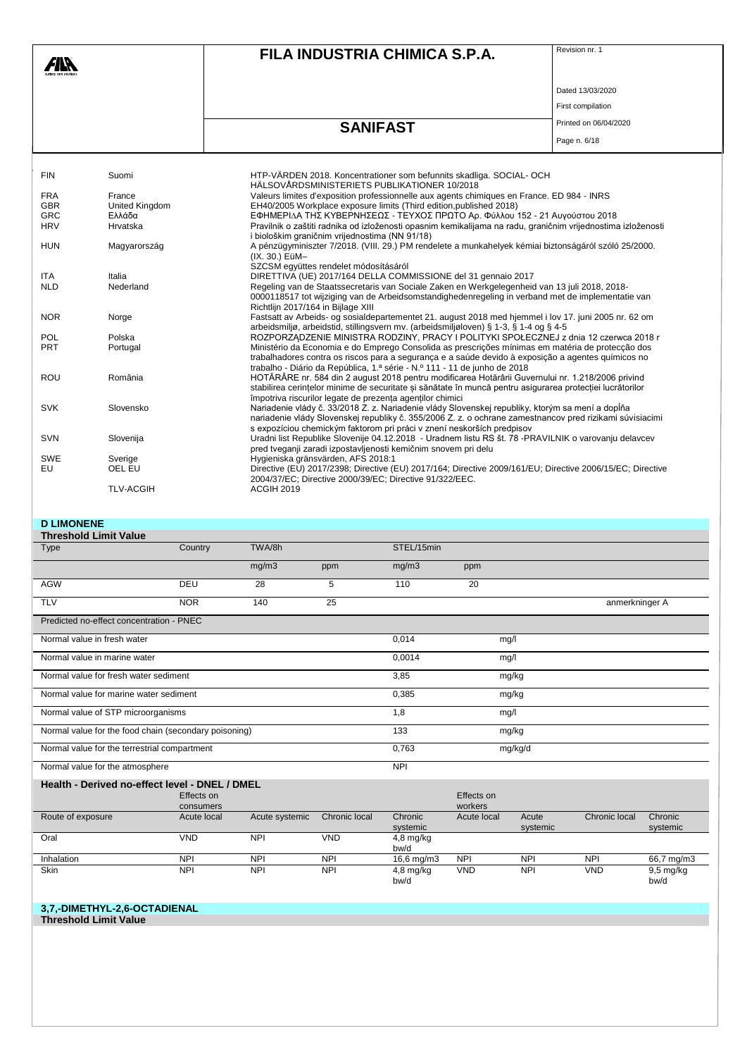| | | |
|---|---|---|
| FIN | Suomi | HTP-VÄRDEN 2018. Koncentrationer som befunnits skadliga. SOCIAL- OCH HÄLSOVÅRDSMINISTERIETS PUBLIKATIONER 10/2018 |
| FRA | France | Valeurs limites d'exposition professionnelle aux agents chimiques en France. ED 984 - INRS |
| GBR | United Kingdom | EH40/2005 Workplace exposure limits (Third edition,published 2018) |
| GRC | Ελλάδα | ΕΦΗΜΕΡΙΔΑ ΤΗΣ ΚΥΒΕΡΝΗΣΕΩΣ - ΤΕΥΧΟΣ ΠΡΩΤΟ Αρ. Φύλλου 152 - 21 Αυγούστου 2018 |
| HRV | Hrvatska | Pravilnik o zaštiti radnika od izloženosti opasnim kemikalijama na radu, graničnim vrijednostima izloženosti i biološkim graničnim vrijednostima (NN 91/18) |
| HUN | Magyarország | A pénzügyminiszter 7/2018. (VIII. 29.) PM rendelete a munkahelyek kémiai biztonságáról szóló 25/2000. (IX. 30.) EüM– SZCSM együttes rendelet módosításáról |
| ITA | Italia | DIRETTIVA (UE) 2017/164 DELLA COMMISSIONE del 31 gennaio 2017 |
| NLD | Nederland | Regeling van de Staatssecretaris van Sociale Zaken en Werkgelegenheid van 13 juli 2018, 2018-0000118517 tot wijziging van de Arbeidsomstandighedenregeling in verband met de implementatie van Richtlijn 2017/164 in Bijlage XIII |
| NOR | Norge | Fastsatt av Arbeids- og sosialdepartementet 21. august 2018 med hjemmel i lov 17. juni 2005 nr. 62 om arbeidsmiljø, arbeidstid, stillingsvern mv. (arbeidsmiljøloven) § 1-3, § 1-4 og § 4-5 |
| POL | Polska | ROZPORZĄDZENIE MINISTRA RODZINY, PRACY I POLITYKI SPOŁECZNEJ z dnia 12 czerwca 2018 r |
| PRT | Portugal | Ministério da Economia e do Emprego Consolida as prescrições mínimas em matéria de protecção dos trabalhadores contra os riscos para a segurança e a saúde devido à exposição a agentes químicos no trabalho - Diário da República, 1.ª série - N.º 111 - 11 de junho de 2018 |
| ROU | România | HOTĂRÂRE nr. 584 din 2 august 2018 pentru modificarea Hotărârii Guvernului nr. 1.218/2006 privind stabilirea cerințelor minime de securitate și sănătate în muncă pentru asigurarea protecției lucrătorilor împotriva riscurilor legate de prezența agenților chimici |
| SVK | Slovensko | Nariadenie vlády č. 33/2018 Z. z. Nariadenie vlády Slovenskej republiky, ktorým sa mení a dopĺňa nariadenie vlády Slovenskej republiky č. 355/2006 Z. z. o ochrane zamestnancov pred rizikami súvisiacimi s expozíciou chemickým faktorom pri práci v znení neskorších predpisov |
| SVN | Slovenija | Uradni list Republike Slovenije 04.12.2018 - Uradnem listu RS št. 78 -PRAVILNIK o varovanju delavcev pred tveganji zaradi izpostavljenosti kemičnim snovem pri delu |
| SWE | Sverige | Hygieniska gränsvärden, AFS 2018:1 |
| EU | OEL EU | Directive (EU) 2017/2398; Directive (EU) 2017/164; Directive 2009/161/EU; Directive 2006/15/EC; Directive 2004/37/EC; Directive 2000/39/EC; Directive 91/322/EEC. |
| | TLV-ACGIH | ACGIH 2019 |

**D LIMONENE**

**Threshold Limit Value**

| Type | Country | TWA/8h | | STEL/15min | | |
|---|---|---|---|---|---|---|
| | | mg/m3 | ppm | mg/m3 | ppm | |
| AGW | DEU | 28 | 5 | 110 | 20 | |
| TLV | NOR | 140 | 25 | | | anmerkninger A |

| Predicted no-effect concentration - PNEC | | |
|---|---|---|
| Normal value in fresh water | 0,014 | mg/l |
| Normal value in marine water | 0,0014 | mg/l |
| Normal value for fresh water sediment | 3,85 | mg/kg |
| Normal value for marine water sediment | 0,385 | mg/kg |
| Normal value of STP microorganisms | 1,8 | mg/l |
| Normal value for the food chain (secondary poisoning) | 133 | mg/kg |
| Normal value for the terrestrial compartment | 0,763 | mg/kg/d |
| Normal value for the atmosphere | NPI | |

**Health - Derived no-effect level - DNEL / DMEL**

| | Effects on consumers | | | | Effects on workers | | | |
|---|---|---|---|---|---|---|---|---|
| Route of exposure | Acute local | Acute systemic | Chronic local | Chronic systemic | Acute local | Acute systemic | Chronic local | Chronic systemic |
| Oral | VND | NPI | VND | 4,8 mg/kg bw/d | | | | |
| Inhalation | NPI | NPI | NPI | 16,6 mg/m3 | NPI | NPI | NPI | 66,7 mg/m3 |
| Skin | NPI | NPI | NPI | 4,8 mg/kg bw/d | VND | NPI | VND | 9,5 mg/kg bw/d |

**3,7,-DIMETHYL-2,6-OCTADIENAL**

**Threshold Limit Value**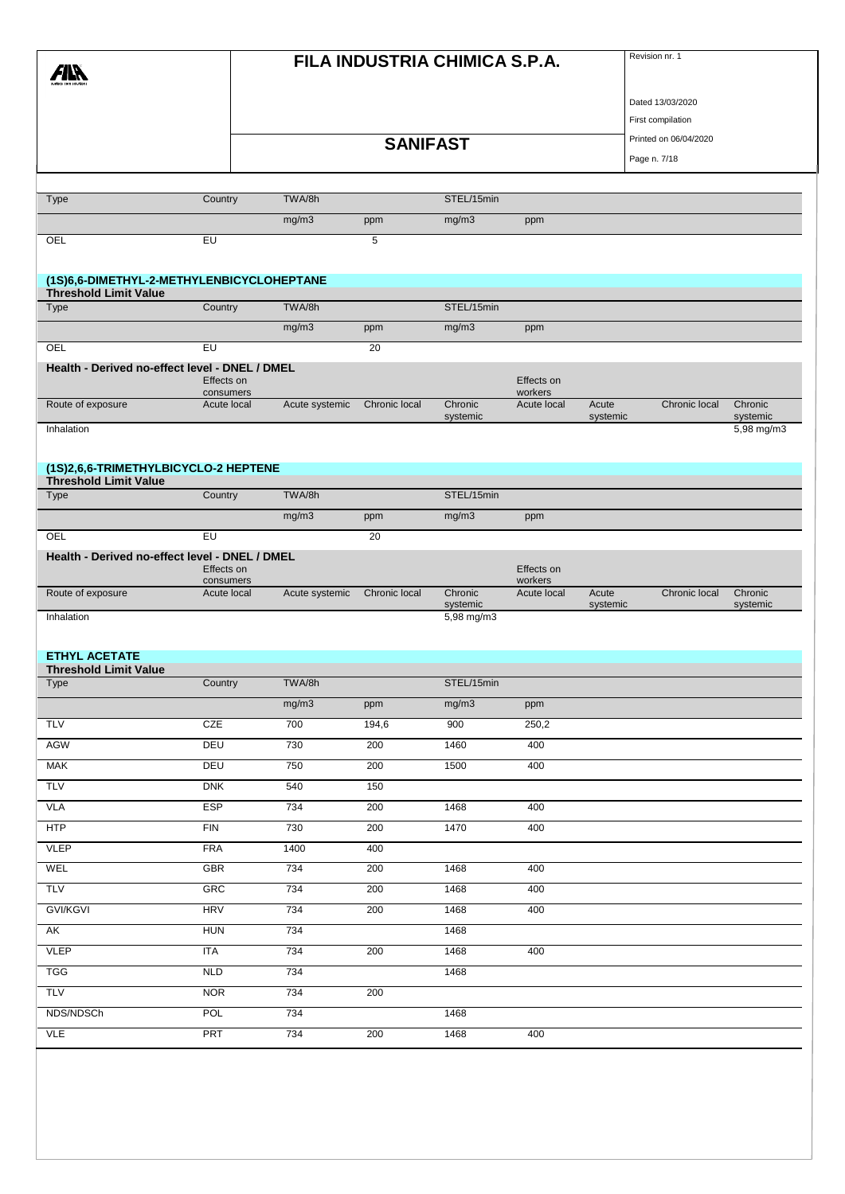| Type | Country | TWA/8h | | STEL/15min | |
|---|---|---|---|---|---|
| | | mg/m3 | ppm | mg/m3 | ppm |
| OEL | EU | | 5 | | |

**(1S)6,6-DIMETHYL-2-METHYLENBICYCLOHEPTANE**

**Threshold Limit Value**

| Type | Country | TWA/8h | | STEL/15min | |
|---|---|---|---|---|---|
| | | mg/m3 | ppm | mg/m3 | ppm |
| OEL | EU | | 20 | | |

**Health - Derived no-effect level - DNEL / DMEL**

| | Effects on consumers | | | | Effects on workers | | | |
|---|---|---|---|---|---|---|---|---|
| Route of exposure | Acute local | Acute systemic | Chronic local | Chronic systemic | Acute local | Acute systemic | Chronic local | Chronic systemic |
| Inhalation | | | | | | | | 5,98 mg/m3 |

**(1S)2,6,6-TRIMETHYLBICYCLO-2 HEPTENE**

**Threshold Limit Value**

| Type | Country | TWA/8h | | STEL/15min | |
|---|---|---|---|---|---|
| | | mg/m3 | ppm | mg/m3 | ppm |
| OEL | EU | | 20 | | |

**Health - Derived no-effect level - DNEL / DMEL**

| | Effects on consumers | | | | Effects on workers | | | |
|---|---|---|---|---|---|---|---|---|
| Route of exposure | Acute local | Acute systemic | Chronic local | Chronic systemic | Acute local | Acute systemic | Chronic local | Chronic systemic |
| Inhalation | | | | 5,98 mg/m3 | | | | |

**ETHYL ACETATE**

**Threshold Limit Value**

| Type | Country | TWA/8h | | STEL/15min | |
|---|---|---|---|---|---|
| | | mg/m3 | ppm | mg/m3 | ppm |
| TLV | CZE | 700 | 194,6 | 900 | 250,2 |
| AGW | DEU | 730 | 200 | 1460 | 400 |
| MAK | DEU | 750 | 200 | 1500 | 400 |
| TLV | DNK | 540 | 150 | | |
| VLA | ESP | 734 | 200 | 1468 | 400 |
| HTP | FIN | 730 | 200 | 1470 | 400 |
| VLEP | FRA | 1400 | 400 | | |
| WEL | GBR | 734 | 200 | 1468 | 400 |
| TLV | GRC | 734 | 200 | 1468 | 400 |
| GVI/KGVI | HRV | 734 | 200 | 1468 | 400 |
| AK | HUN | 734 | | 1468 | |
| VLEP | ITA | 734 | 200 | 1468 | 400 |
| TGG | NLD | 734 | | 1468 | |
| TLV | NOR | 734 | 200 | | |
| NDS/NDSCh | POL | 734 | | 1468 | |
| VLE | PRT | 734 | 200 | 1468 | 400 |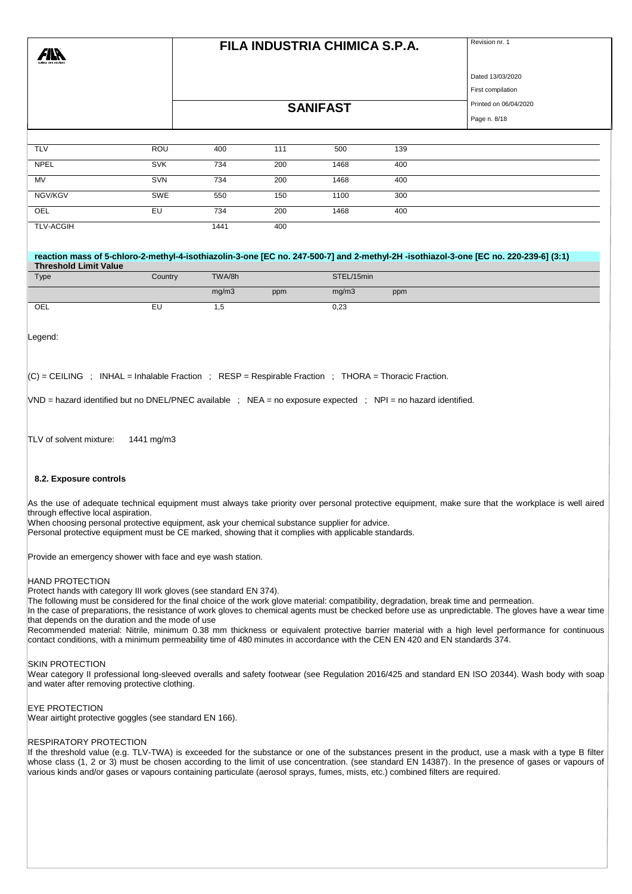| | | | | | |
|---|---|---|---|---|---|
| TLV | ROU | 400 | 111 | 500 | 139 |
| NPEL | SVK | 734 | 200 | 1468 | 400 |
| MV | SVN | 734 | 200 | 1468 | 400 |
| NGV/KGV | SWE | 550 | 150 | 1100 | 300 |
| OEL | EU | 734 | 200 | 1468 | 400 |
| TLV-ACGIH | | 1441 | 400 | | |

**reaction mass of 5-chloro-2-methyl-4-isothiazolin-3-one [EC no. 247-500-7] and 2-methyl-2H -isothiazol-3-one [EC no. 220-239-6] (3:1)**

**Threshold Limit Value**

| Type | Country | TWA/8h | | STEL/15min | |
|---|---|---|---|---|---|
| | | mg/m3 | ppm | mg/m3 | ppm |
| OEL | EU | 1,5 | | 0,23 | |

Legend:

(C) = CEILING ; INHAL = Inhalable Fraction ; RESP = Respirable Fraction ; THORA = Thoracic Fraction.

VND = hazard identified but no DNEL/PNEC available ; NEA = no exposure expected ; NPI = no hazard identified.

TLV of solvent mixture: 1441 mg/m3

### 8.2. Exposure controls

As the use of adequate technical equipment must always take priority over personal protective equipment, make sure that the workplace is well aired through effective local aspiration.
When choosing personal protective equipment, ask your chemical substance supplier for advice.
Personal protective equipment must be CE marked, showing that it complies with applicable standards.

Provide an emergency shower with face and eye wash station.

HAND PROTECTION
Protect hands with category III work gloves (see standard EN 374).
The following must be considered for the final choice of the work glove material: compatibility, degradation, break time and permeation.
In the case of preparations, the resistance of work gloves to chemical agents must be checked before use as unpredictable. The gloves have a wear time that depends on the duration and the mode of use
Recommended material: Nitrile, minimum 0.38 mm thickness or equivalent protective barrier material with a high level performance for continuous contact conditions, with a minimum permeability time of 480 minutes in accordance with the CEN EN 420 and EN standards 374.

SKIN PROTECTION
Wear category II professional long-sleeved overalls and safety footwear (see Regulation 2016/425 and standard EN ISO 20344). Wash body with soap and water after removing protective clothing.

EYE PROTECTION
Wear airtight protective goggles (see standard EN 166).

RESPIRATORY PROTECTION
If the threshold value (e.g. TLV-TWA) is exceeded for the substance or one of the substances present in the product, use a mask with a type B filter whose class (1, 2 or 3) must be chosen according to the limit of use concentration. (see standard EN 14387). In the presence of gases or vapours of various kinds and/or gases or vapours containing particulate (aerosol sprays, fumes, mists, etc.) combined filters are required.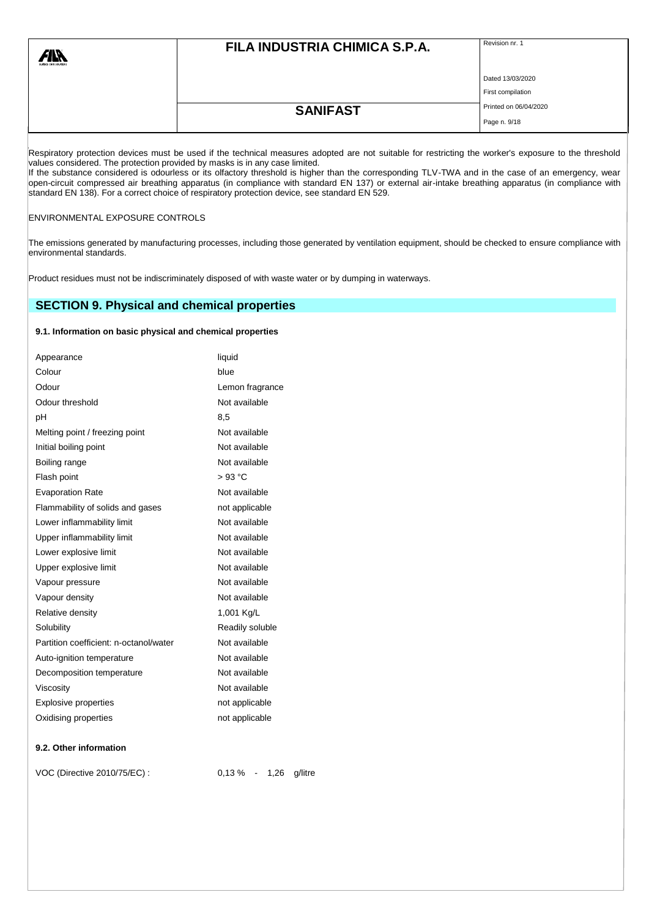Respiratory protection devices must be used if the technical measures adopted are not suitable for restricting the worker's exposure to the threshold values considered. The protection provided by masks is in any case limited.
If the substance considered is odourless or its olfactory threshold is higher than the corresponding TLV-TWA and in the case of an emergency, wear open-circuit compressed air breathing apparatus (in compliance with standard EN 137) or external air-intake breathing apparatus (in compliance with standard EN 138). For a correct choice of respiratory protection device, see standard EN 529.

ENVIRONMENTAL EXPOSURE CONTROLS

The emissions generated by manufacturing processes, including those generated by ventilation equipment, should be checked to ensure compliance with environmental standards.

Product residues must not be indiscriminately disposed of with waste water or by dumping in waterways.

## SECTION 9. Physical and chemical properties

### 9.1. Information on basic physical and chemical properties

| Property | Value |
|---|---|
| Appearance | liquid |
| Colour | blue |
| Odour | Lemon fragrance |
| Odour threshold | Not available |
| pH | 8,5 |
| Melting point / freezing point | Not available |
| Initial boiling point | Not available |
| Boiling range | Not available |
| Flash point | > 93 °C |
| Evaporation Rate | Not available |
| Flammability of solids and gases | not applicable |
| Lower inflammability limit | Not available |
| Upper inflammability limit | Not available |
| Lower explosive limit | Not available |
| Upper explosive limit | Not available |
| Vapour pressure | Not available |
| Vapour density | Not available |
| Relative density | 1,001 Kg/L |
| Solubility | Readily soluble |
| Partition coefficient: n-octanol/water | Not available |
| Auto-ignition temperature | Not available |
| Decomposition temperature | Not available |
| Viscosity | Not available |
| Explosive properties | not applicable |
| Oxidising properties | not applicable |

### 9.2. Other information

VOC (Directive 2010/75/EC) : 0,13 % - 1,26 g/litre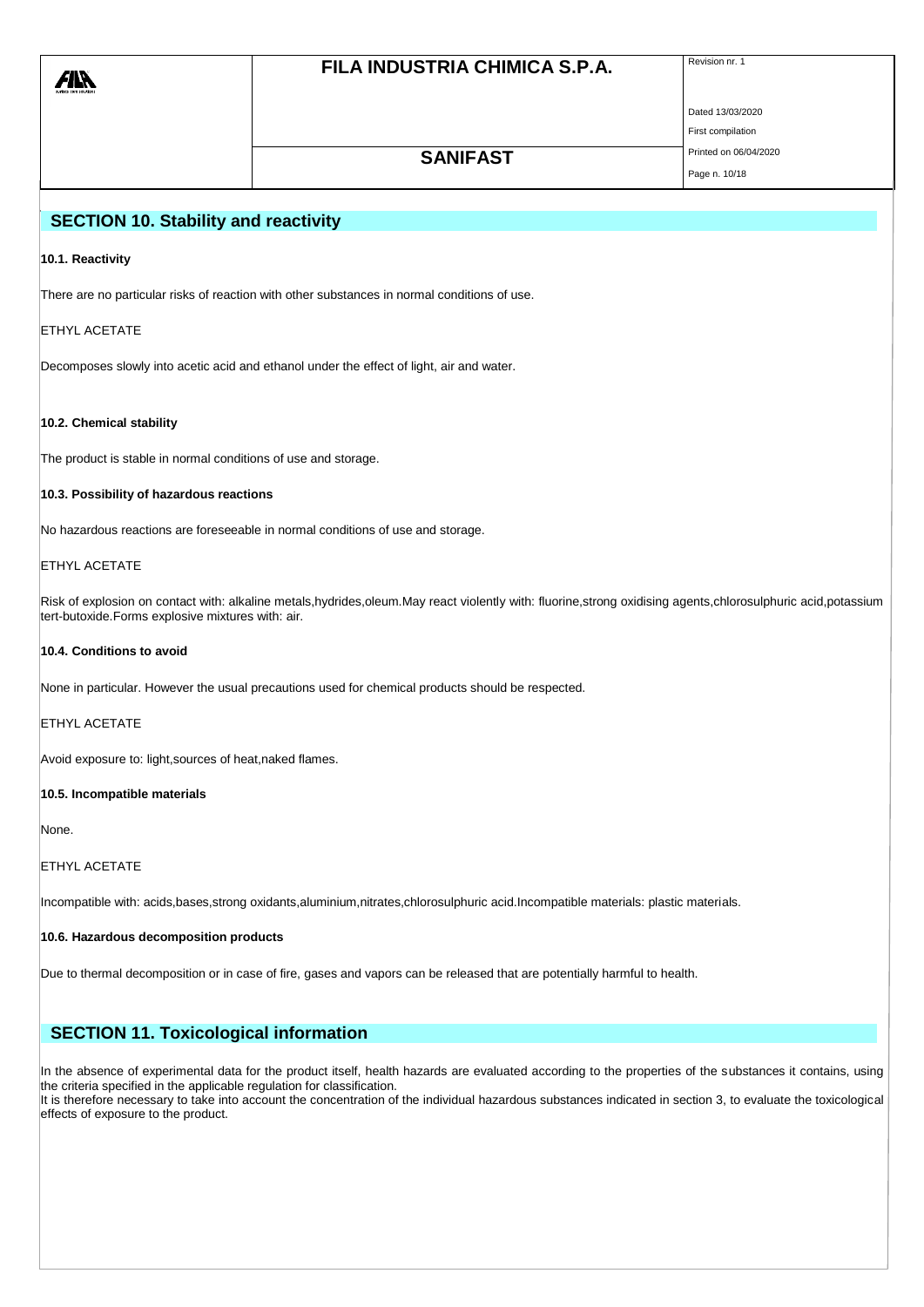## SECTION 10. Stability and reactivity

**10.1. Reactivity**

There are no particular risks of reaction with other substances in normal conditions of use.

ETHYL ACETATE

Decomposes slowly into acetic acid and ethanol under the effect of light, air and water.

**10.2. Chemical stability**

The product is stable in normal conditions of use and storage.

**10.3. Possibility of hazardous reactions**

No hazardous reactions are foreseeable in normal conditions of use and storage.

ETHYL ACETATE

Risk of explosion on contact with: alkaline metals,hydrides,oleum.May react violently with: fluorine,strong oxidising agents,chlorosulphuric acid,potassium tert-butoxide.Forms explosive mixtures with: air.

**10.4. Conditions to avoid**

None in particular. However the usual precautions used for chemical products should be respected.

ETHYL ACETATE

Avoid exposure to: light,sources of heat,naked flames.

**10.5. Incompatible materials**

None.

ETHYL ACETATE

Incompatible with: acids,bases,strong oxidants,aluminium,nitrates,chlorosulphuric acid.Incompatible materials: plastic materials.

**10.6. Hazardous decomposition products**

Due to thermal decomposition or in case of fire, gases and vapors can be released that are potentially harmful to health.

## SECTION 11. Toxicological information

In the absence of experimental data for the product itself, health hazards are evaluated according to the properties of the substances it contains, using the criteria specified in the applicable regulation for classification.
It is therefore necessary to take into account the concentration of the individual hazardous substances indicated in section 3, to evaluate the toxicological effects of exposure to the product.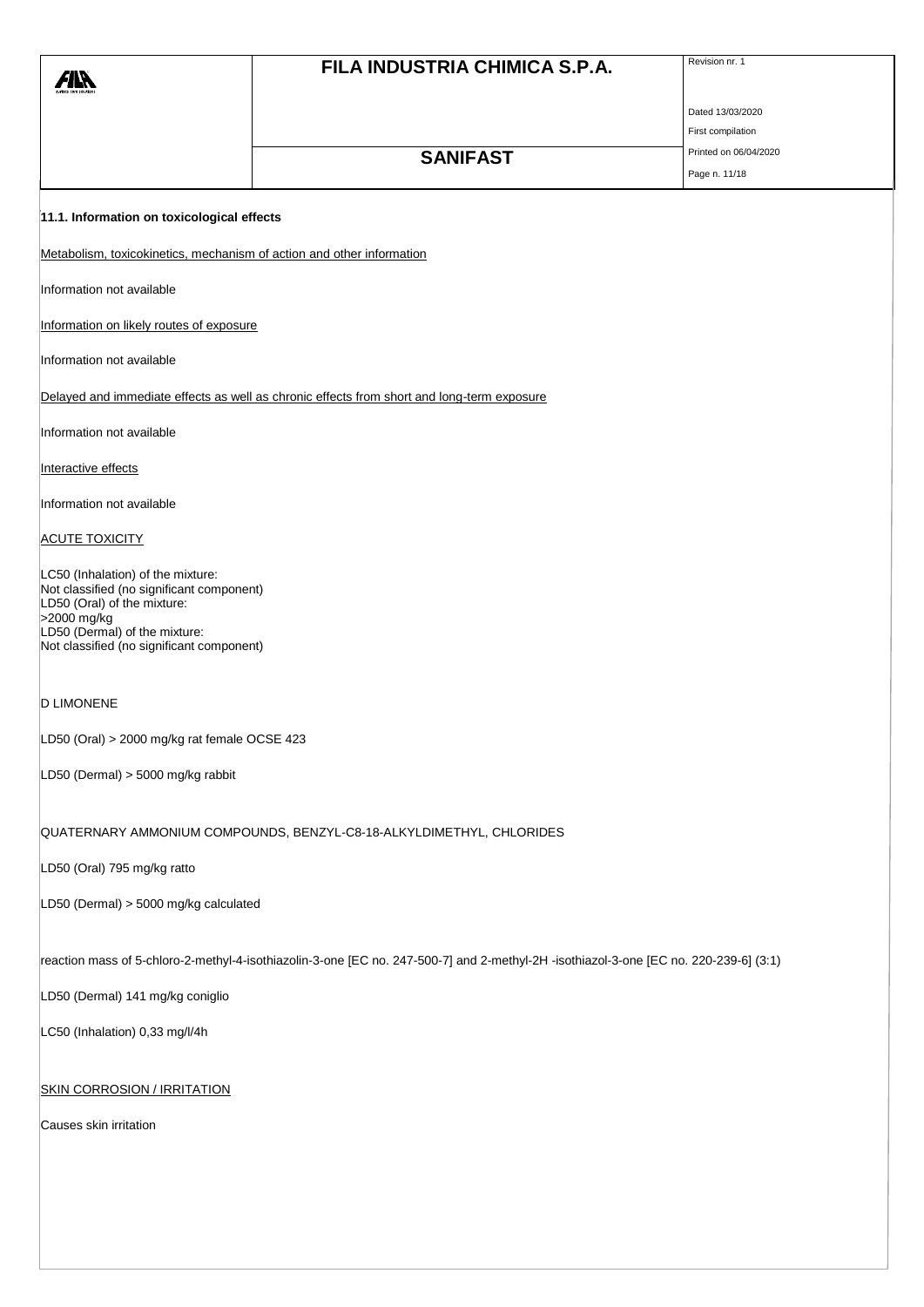### 11.1. Information on toxicological effects

Metabolism, toxicokinetics, mechanism of action and other information

Information not available

Information on likely routes of exposure

Information not available

Delayed and immediate effects as well as chronic effects from short and long-term exposure

Information not available

Interactive effects

Information not available

ACUTE TOXICITY

LC50 (Inhalation) of the mixture:
Not classified (no significant component)
LD50 (Oral) of the mixture:
>2000 mg/kg
LD50 (Dermal) of the mixture:
Not classified (no significant component)

D LIMONENE

LD50 (Oral) > 2000 mg/kg rat female OCSE 423

LD50 (Dermal) > 5000 mg/kg rabbit

QUATERNARY AMMONIUM COMPOUNDS, BENZYL-C8-18-ALKYLDIMETHYL, CHLORIDES

LD50 (Oral) 795 mg/kg ratto

LD50 (Dermal) > 5000 mg/kg calculated

reaction mass of 5-chloro-2-methyl-4-isothiazolin-3-one [EC no. 247-500-7] and 2-methyl-2H -isothiazol-3-one [EC no. 220-239-6] (3:1)

LD50 (Dermal) 141 mg/kg coniglio

LC50 (Inhalation) 0,33 mg/l/4h

SKIN CORROSION / IRRITATION

Causes skin irritation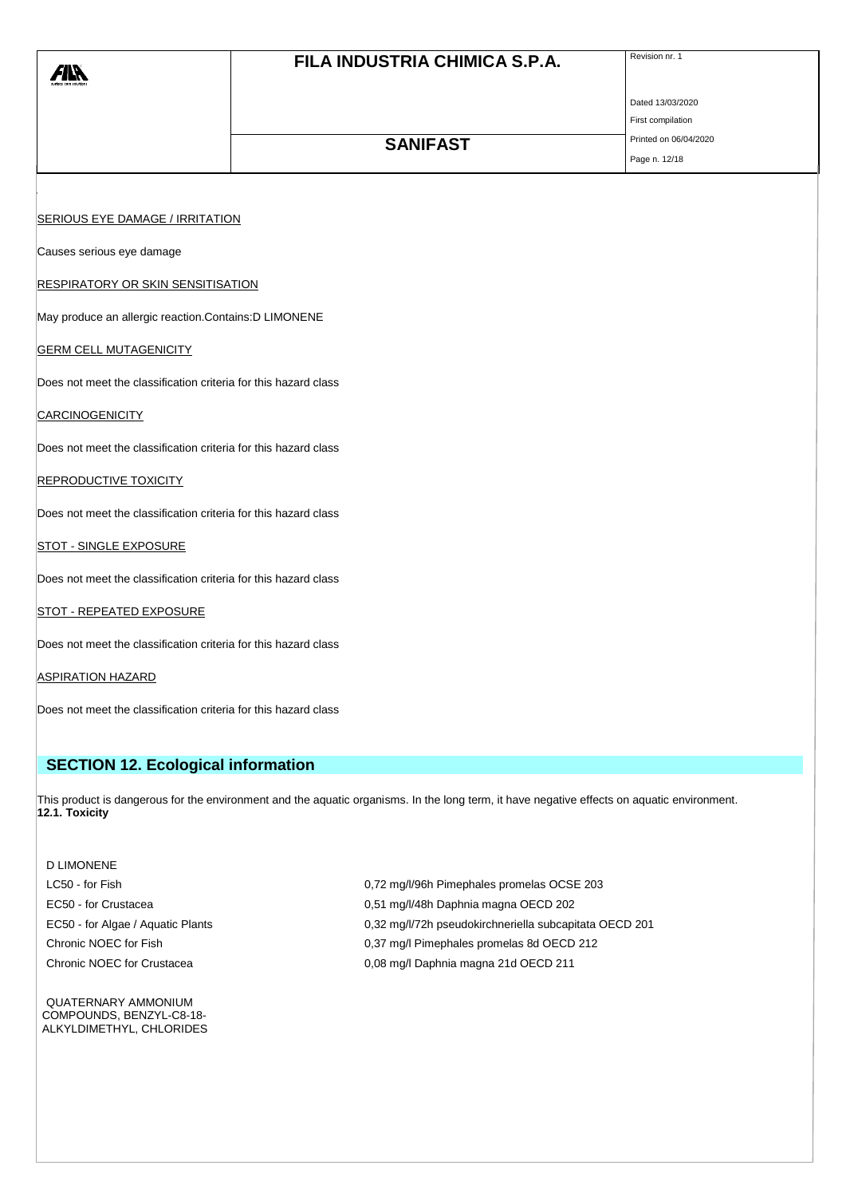SERIOUS EYE DAMAGE / IRRITATION

Causes serious eye damage

RESPIRATORY OR SKIN SENSITISATION

May produce an allergic reaction.Contains:D LIMONENE

GERM CELL MUTAGENICITY

Does not meet the classification criteria for this hazard class

CARCINOGENICITY

Does not meet the classification criteria for this hazard class

REPRODUCTIVE TOXICITY

Does not meet the classification criteria for this hazard class

STOT - SINGLE EXPOSURE

Does not meet the classification criteria for this hazard class

STOT - REPEATED EXPOSURE

Does not meet the classification criteria for this hazard class

ASPIRATION HAZARD

Does not meet the classification criteria for this hazard class

## SECTION 12. Ecological information

This product is dangerous for the environment and the aquatic organisms. In the long term, it have negative effects on aquatic environment.
**12.1. Toxicity**

D LIMONENE

| | |
|---|---|
| LC50 - for Fish | 0,72 mg/l/96h Pimephales promelas OCSE 203 |
| EC50 - for Crustacea | 0,51 mg/l/48h Daphnia magna OECD 202 |
| EC50 - for Algae / Aquatic Plants | 0,32 mg/l/72h pseudokirchneriella subcapitata OECD 201 |
| Chronic NOEC for Fish | 0,37 mg/l Pimephales promelas 8d OECD 212 |
| Chronic NOEC for Crustacea | 0,08 mg/l Daphnia magna 21d OECD 211 |

QUATERNARY AMMONIUM COMPOUNDS, BENZYL-C8-18-ALKYLDIMETHYL, CHLORIDES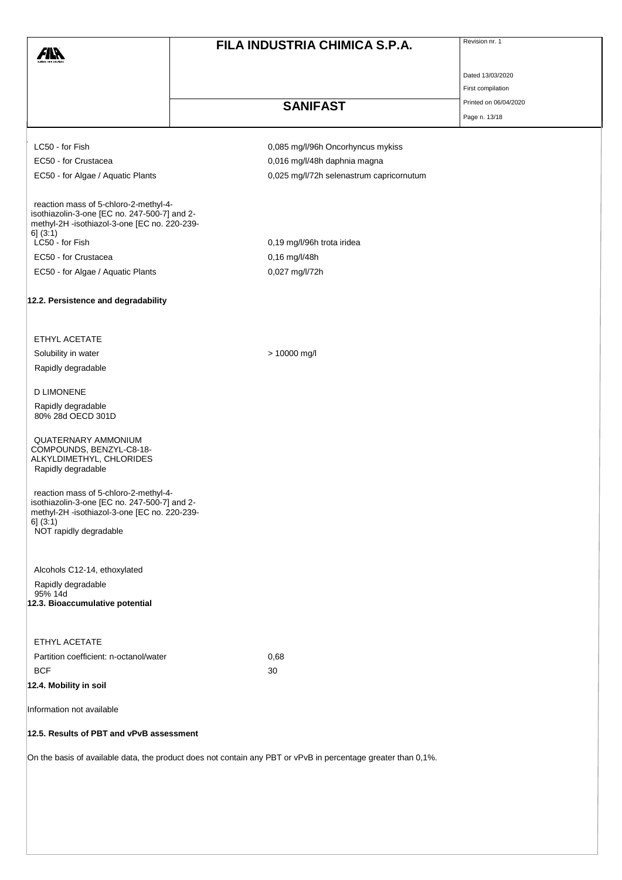| | |
|---|---|
| LC50 - for Fish | 0,085 mg/l/96h Oncorhyncus mykiss |
| EC50 - for Crustacea | 0,016 mg/l/48h daphnia magna |
| EC50 - for Algae / Aquatic Plants | 0,025 mg/l/72h selenastrum capricornutum |

reaction mass of 5-chloro-2-methyl-4-isothiazolin-3-one [EC no. 247-500-7] and 2-methyl-2H -isothiazol-3-one [EC no. 220-239-6] (3:1)

| | |
|---|---|
| LC50 - for Fish | 0,19 mg/l/96h trota iridea |
| EC50 - for Crustacea | 0,16 mg/l/48h |
| EC50 - for Algae / Aquatic Plants | 0,027 mg/l/72h |

## 12.2. Persistence and degradability

ETHYL ACETATE

| | |
|---|---|
| Solubility in water | > 10000 mg/l |

Rapidly degradable

D LIMONENE

Rapidly degradable
80% 28d OECD 301D

QUATERNARY AMMONIUM COMPOUNDS, BENZYL-C8-18-ALKYLDIMETHYL, CHLORIDES
Rapidly degradable

reaction mass of 5-chloro-2-methyl-4-isothiazolin-3-one [EC no. 247-500-7] and 2-methyl-2H -isothiazol-3-one [EC no. 220-239-6] (3:1)
NOT rapidly degradable

Alcohols C12-14, ethoxylated
Rapidly degradable
95% 14d

## 12.3. Bioaccumulative potential

ETHYL ACETATE

| | |
|---|---|
| Partition coefficient: n-octanol/water | 0,68 |
| BCF | 30 |

## 12.4. Mobility in soil

Information not available

## 12.5. Results of PBT and vPvB assessment

On the basis of available data, the product does not contain any PBT or vPvB in percentage greater than 0,1%.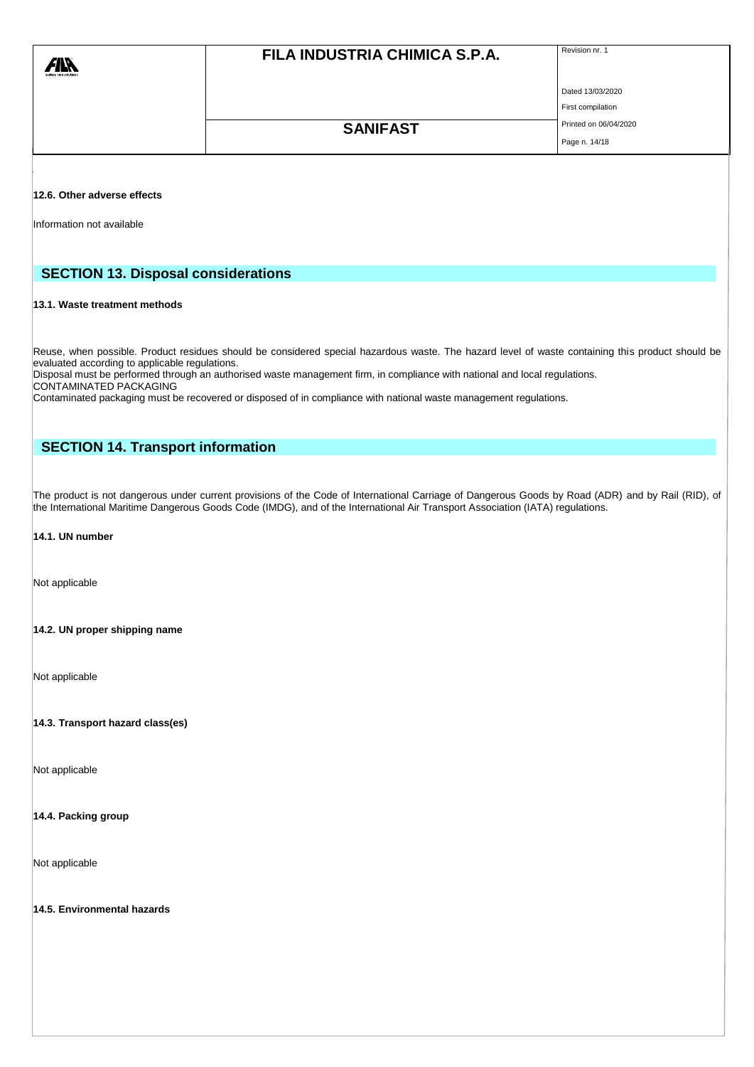### 12.6. Other adverse effects

Information not available

## SECTION 13. Disposal considerations

### 13.1. Waste treatment methods

Reuse, when possible. Product residues should be considered special hazardous waste. The hazard level of waste containing this product should be evaluated according to applicable regulations.
Disposal must be performed through an authorised waste management firm, in compliance with national and local regulations.
CONTAMINATED PACKAGING
Contaminated packaging must be recovered or disposed of in compliance with national waste management regulations.

## SECTION 14. Transport information

The product is not dangerous under current provisions of the Code of International Carriage of Dangerous Goods by Road (ADR) and by Rail (RID), of the International Maritime Dangerous Goods Code (IMDG), and of the International Air Transport Association (IATA) regulations.

### 14.1. UN number

Not applicable

### 14.2. UN proper shipping name

Not applicable

### 14.3. Transport hazard class(es)

Not applicable

### 14.4. Packing group

Not applicable

### 14.5. Environmental hazards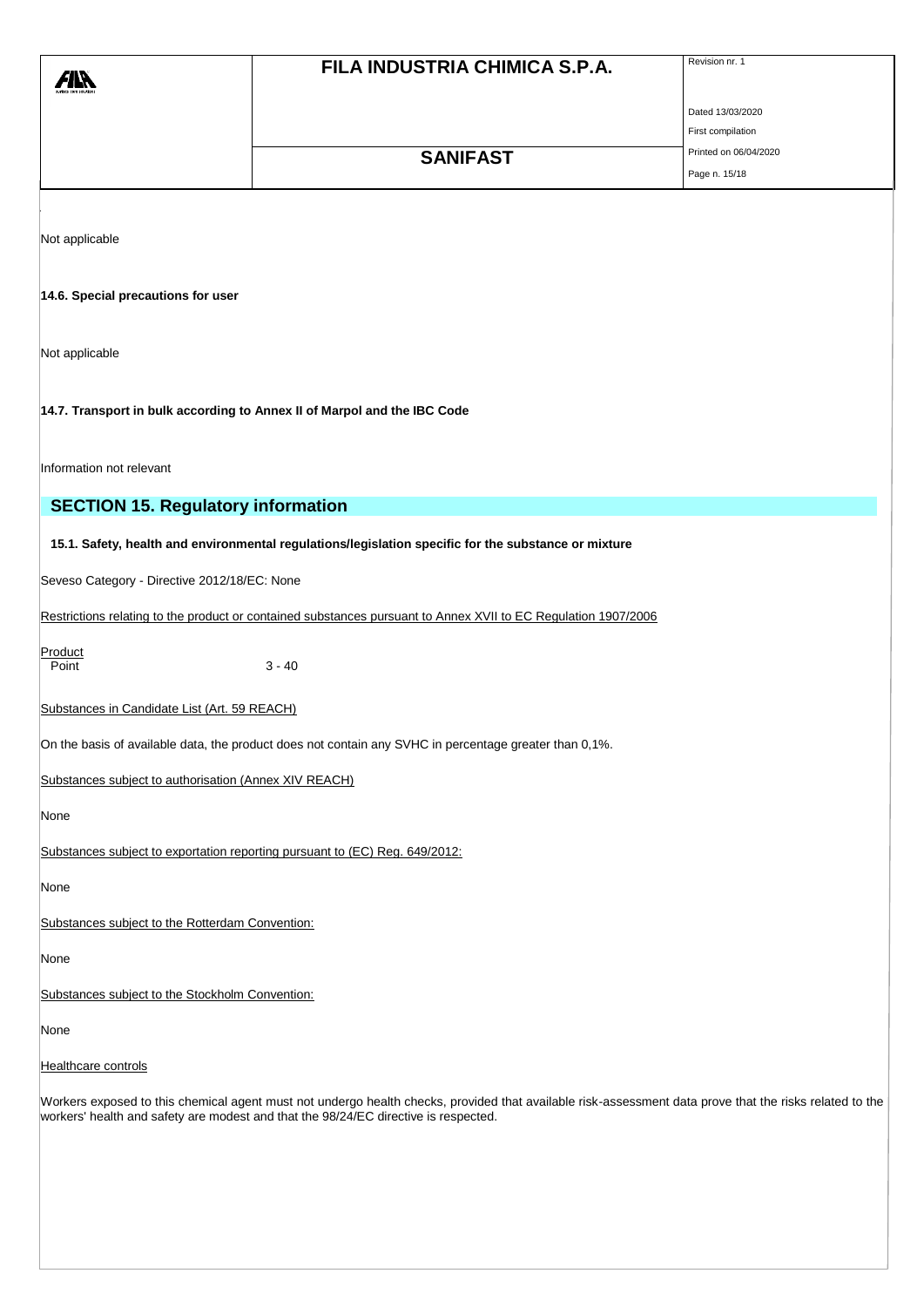Not applicable

**14.6. Special precautions for user**

Not applicable

**14.7. Transport in bulk according to Annex II of Marpol and the IBC Code**

Information not relevant

## SECTION 15. Regulatory information

**15.1. Safety, health and environmental regulations/legislation specific for the substance or mixture**

Seveso Category - Directive 2012/18/EC: None

Restrictions relating to the product or contained substances pursuant to Annex XVII to EC Regulation 1907/2006

Product
Point 3 - 40

Substances in Candidate List (Art. 59 REACH)

On the basis of available data, the product does not contain any SVHC in percentage greater than 0,1%.

Substances subject to authorisation (Annex XIV REACH)

None

Substances subject to exportation reporting pursuant to (EC) Reg. 649/2012:

None

Substances subject to the Rotterdam Convention:

None

Substances subject to the Stockholm Convention:

None

Healthcare controls

Workers exposed to this chemical agent must not undergo health checks, provided that available risk-assessment data prove that the risks related to the workers' health and safety are modest and that the 98/24/EC directive is respected.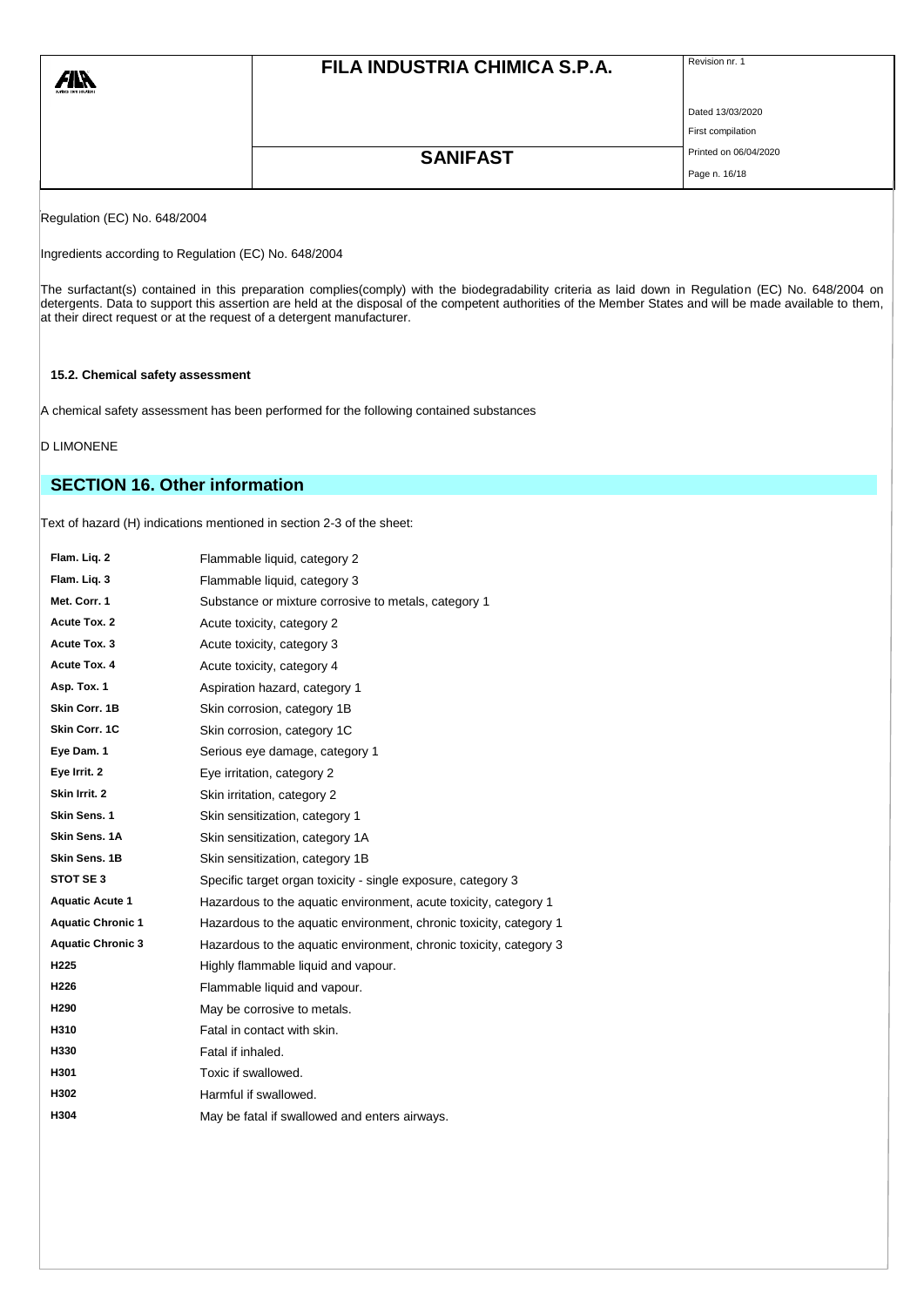Regulation (EC) No. 648/2004

Ingredients according to Regulation (EC) No. 648/2004

The surfactant(s) contained in this preparation complies(comply) with the biodegradability criteria as laid down in Regulation (EC) No. 648/2004 on detergents. Data to support this assertion are held at the disposal of the competent authorities of the Member States and will be made available to them, at their direct request or at the request of a detergent manufacturer.

### 15.2. Chemical safety assessment

A chemical safety assessment has been performed for the following contained substances

D LIMONENE

## SECTION 16. Other information

Text of hazard (H) indications mentioned in section 2-3 of the sheet:

| | |
|---|---|
| **Flam. Liq. 2** | Flammable liquid, category 2 |
| **Flam. Liq. 3** | Flammable liquid, category 3 |
| **Met. Corr. 1** | Substance or mixture corrosive to metals, category 1 |
| **Acute Tox. 2** | Acute toxicity, category 2 |
| **Acute Tox. 3** | Acute toxicity, category 3 |
| **Acute Tox. 4** | Acute toxicity, category 4 |
| **Asp. Tox. 1** | Aspiration hazard, category 1 |
| **Skin Corr. 1B** | Skin corrosion, category 1B |
| **Skin Corr. 1C** | Skin corrosion, category 1C |
| **Eye Dam. 1** | Serious eye damage, category 1 |
| **Eye Irrit. 2** | Eye irritation, category 2 |
| **Skin Irrit. 2** | Skin irritation, category 2 |
| **Skin Sens. 1** | Skin sensitization, category 1 |
| **Skin Sens. 1A** | Skin sensitization, category 1A |
| **Skin Sens. 1B** | Skin sensitization, category 1B |
| **STOT SE 3** | Specific target organ toxicity - single exposure, category 3 |
| **Aquatic Acute 1** | Hazardous to the aquatic environment, acute toxicity, category 1 |
| **Aquatic Chronic 1** | Hazardous to the aquatic environment, chronic toxicity, category 1 |
| **Aquatic Chronic 3** | Hazardous to the aquatic environment, chronic toxicity, category 3 |
| **H225** | Highly flammable liquid and vapour. |
| **H226** | Flammable liquid and vapour. |
| **H290** | May be corrosive to metals. |
| **H310** | Fatal in contact with skin. |
| **H330** | Fatal if inhaled. |
| **H301** | Toxic if swallowed. |
| **H302** | Harmful if swallowed. |
| **H304** | May be fatal if swallowed and enters airways. |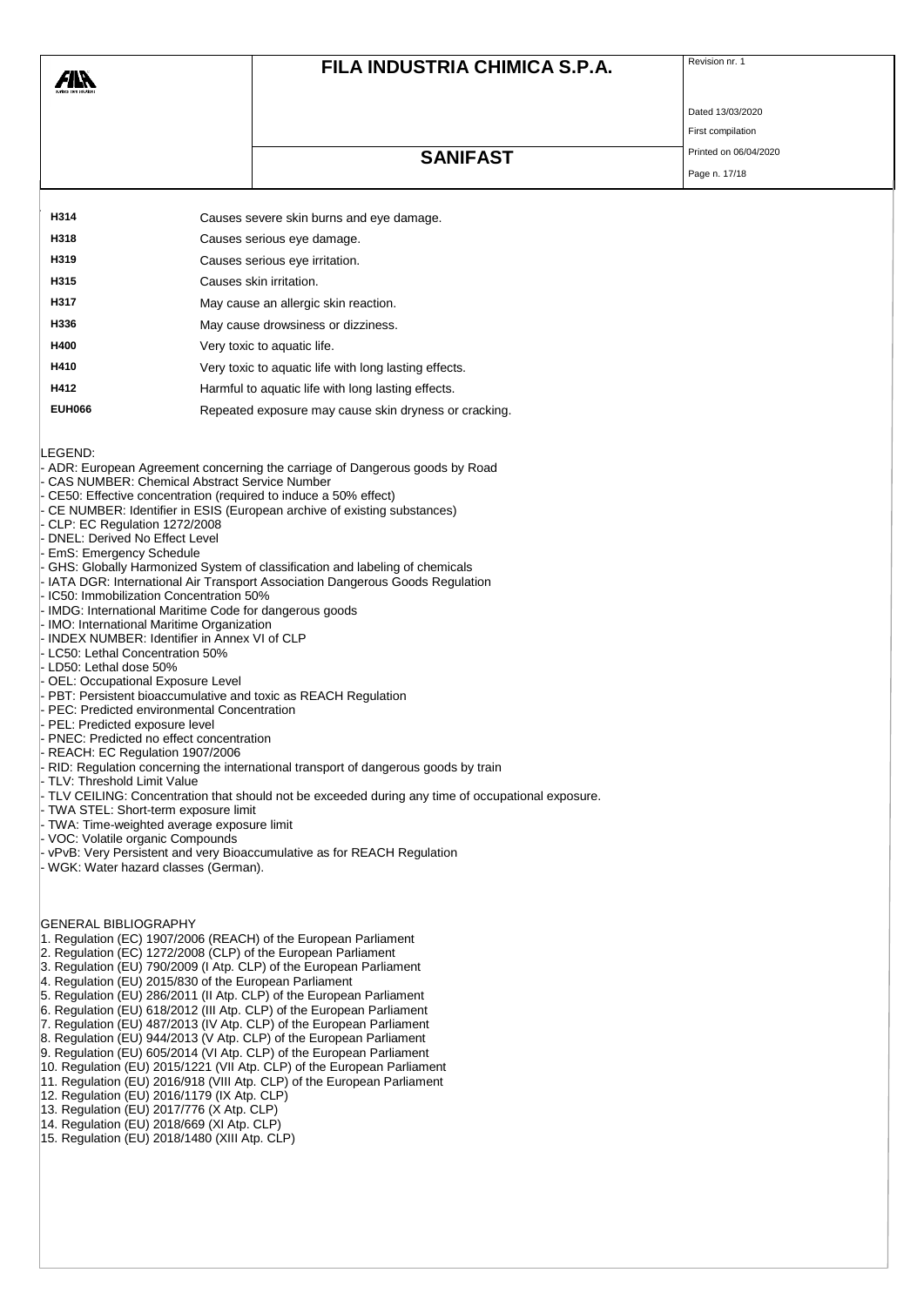| | |
|---|---|
| **H314** | Causes severe skin burns and eye damage. |
| **H318** | Causes serious eye damage. |
| **H319** | Causes serious eye irritation. |
| **H315** | Causes skin irritation. |
| **H317** | May cause an allergic skin reaction. |
| **H336** | May cause drowsiness or dizziness. |
| **H400** | Very toxic to aquatic life. |
| **H410** | Very toxic to aquatic life with long lasting effects. |
| **H412** | Harmful to aquatic life with long lasting effects. |
| **EUH066** | Repeated exposure may cause skin dryness or cracking. |

LEGEND:

- ADR: European Agreement concerning the carriage of Dangerous goods by Road
- CAS NUMBER: Chemical Abstract Service Number
- CE50: Effective concentration (required to induce a 50% effect)
- CE NUMBER: Identifier in ESIS (European archive of existing substances)
- CLP: EC Regulation 1272/2008
- DNEL: Derived No Effect Level
- EmS: Emergency Schedule
- GHS: Globally Harmonized System of classification and labeling of chemicals
- IATA DGR: International Air Transport Association Dangerous Goods Regulation
- IC50: Immobilization Concentration 50%
- IMDG: International Maritime Code for dangerous goods
- IMO: International Maritime Organization
- INDEX NUMBER: Identifier in Annex VI of CLP
- LC50: Lethal Concentration 50%
- LD50: Lethal dose 50%
- OEL: Occupational Exposure Level
- PBT: Persistent bioaccumulative and toxic as REACH Regulation
- PEC: Predicted environmental Concentration
- PEL: Predicted exposure level
- PNEC: Predicted no effect concentration
- REACH: EC Regulation 1907/2006
- RID: Regulation concerning the international transport of dangerous goods by train
- TLV: Threshold Limit Value
- TLV CEILING: Concentration that should not be exceeded during any time of occupational exposure.
- TWA STEL: Short-term exposure limit
- TWA: Time-weighted average exposure limit
- VOC: Volatile organic Compounds
- vPvB: Very Persistent and very Bioaccumulative as for REACH Regulation
- WGK: Water hazard classes (German).

GENERAL BIBLIOGRAPHY

1. Regulation (EC) 1907/2006 (REACH) of the European Parliament
2. Regulation (EC) 1272/2008 (CLP) of the European Parliament
3. Regulation (EU) 790/2009 (I Atp. CLP) of the European Parliament
4. Regulation (EU) 2015/830 of the European Parliament
5. Regulation (EU) 286/2011 (II Atp. CLP) of the European Parliament
6. Regulation (EU) 618/2012 (III Atp. CLP) of the European Parliament
7. Regulation (EU) 487/2013 (IV Atp. CLP) of the European Parliament
8. Regulation (EU) 944/2013 (V Atp. CLP) of the European Parliament
9. Regulation (EU) 605/2014 (VI Atp. CLP) of the European Parliament
10. Regulation (EU) 2015/1221 (VII Atp. CLP) of the European Parliament
11. Regulation (EU) 2016/918 (VIII Atp. CLP) of the European Parliament
12. Regulation (EU) 2016/1179 (IX Atp. CLP)
13. Regulation (EU) 2017/776 (X Atp. CLP)
14. Regulation (EU) 2018/669 (XI Atp. CLP)
15. Regulation (EU) 2018/1480 (XIII Atp. CLP)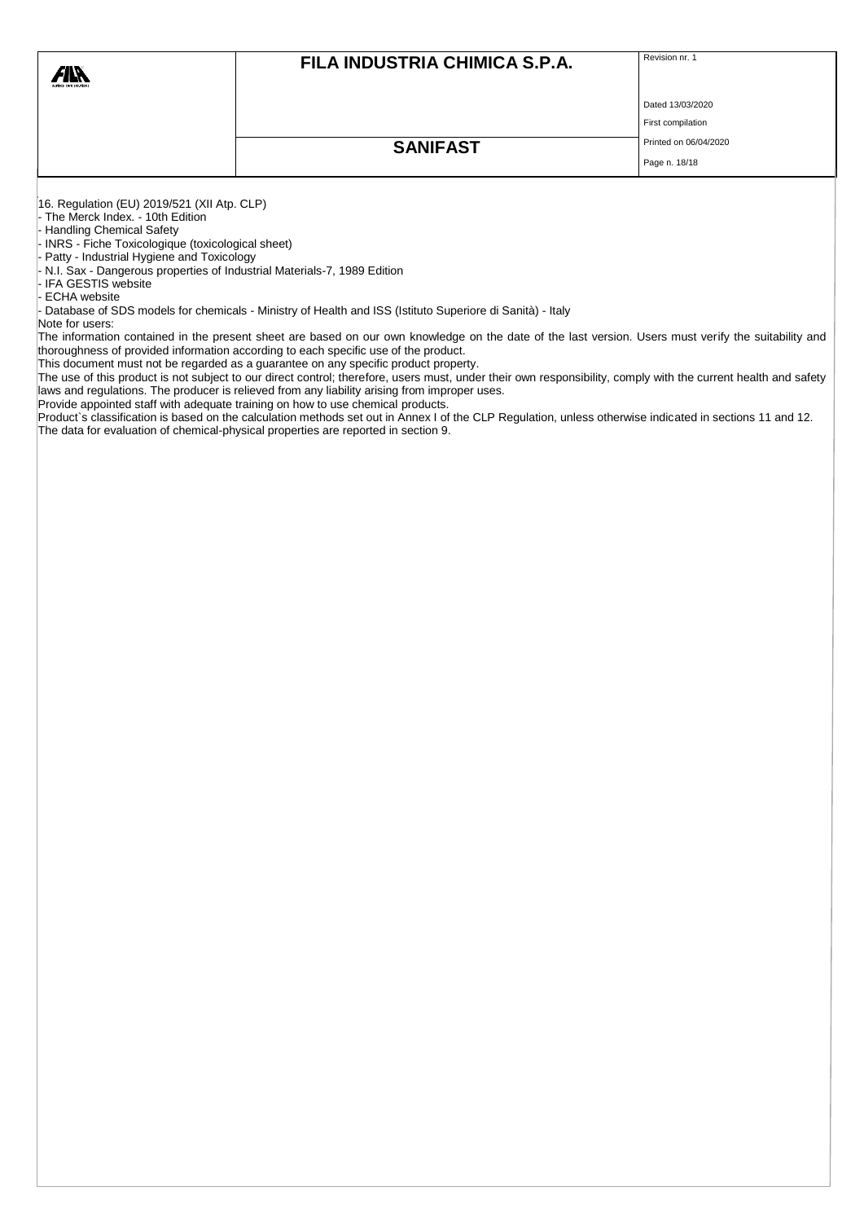16. Regulation (EU) 2019/521 (XII Atp. CLP)
- The Merck Index. - 10th Edition
- Handling Chemical Safety
- INRS - Fiche Toxicologique (toxicological sheet)
- Patty - Industrial Hygiene and Toxicology
- N.I. Sax - Dangerous properties of Industrial Materials-7, 1989 Edition
- IFA GESTIS website
- ECHA website
- Database of SDS models for chemicals - Ministry of Health and ISS (Istituto Superiore di Sanità) - Italy

Note for users:

The information contained in the present sheet are based on our own knowledge on the date of the last version. Users must verify the suitability and thoroughness of provided information according to each specific use of the product.

This document must not be regarded as a guarantee on any specific product property.

The use of this product is not subject to our direct control; therefore, users must, under their own responsibility, comply with the current health and safety laws and regulations. The producer is relieved from any liability arising from improper uses.

Provide appointed staff with adequate training on how to use chemical products.

Product`s classification is based on the calculation methods set out in Annex I of the CLP Regulation, unless otherwise indicated in sections 11 and 12.

The data for evaluation of chemical-physical properties are reported in section 9.